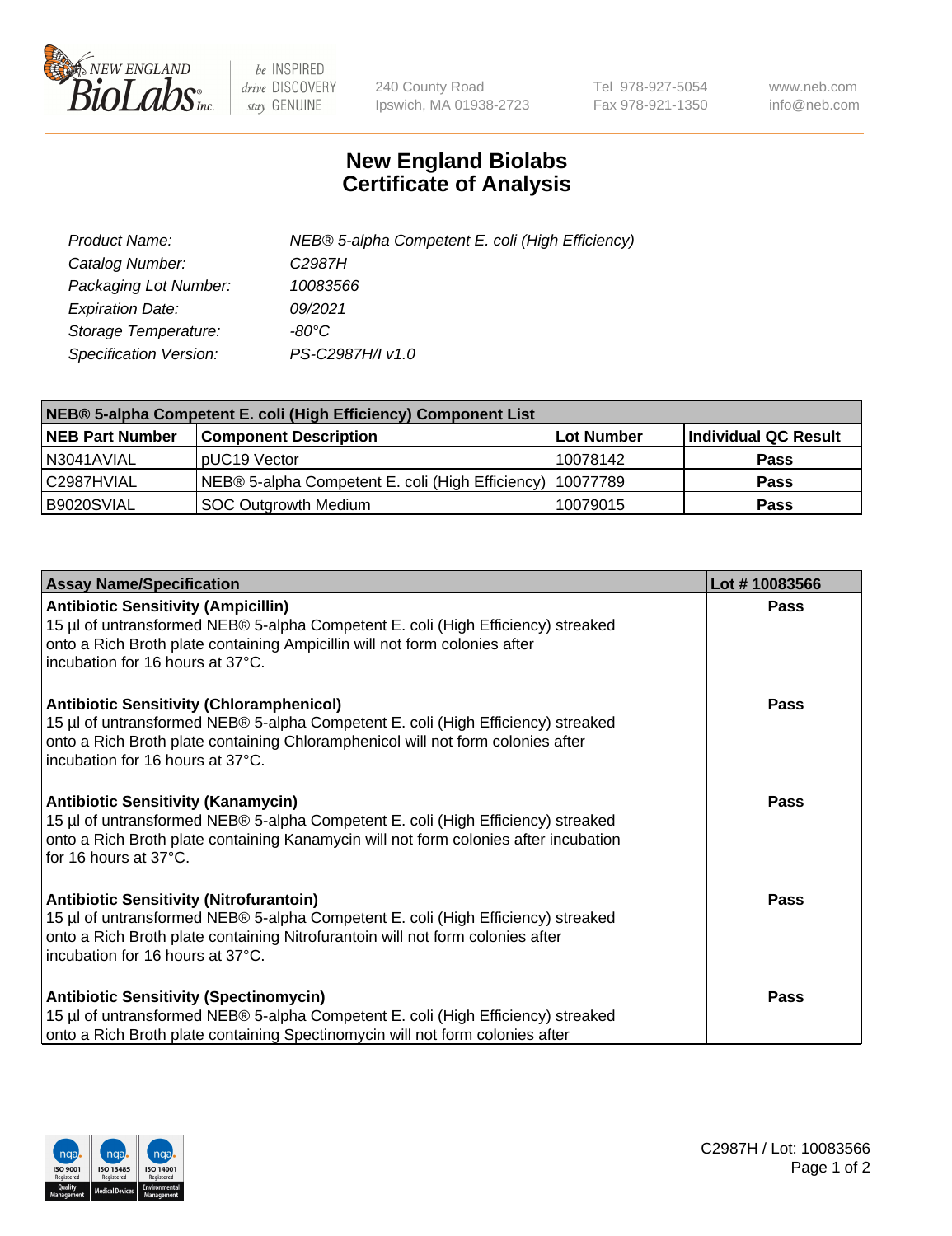240 County Road
Ipswich, MA 01938-2723

Tel 978-927-5054
Fax 978-921-1350

www.neb.com
info@neb.com

# New England Biolabs
# Certificate of Analysis

| | |
|---|---|
| *Product Name:* | *NEB® 5-alpha Competent E. coli (High Efficiency)* |
| *Catalog Number:* | *C2987H* |
| *Packaging Lot Number:* | *10083566* |
| *Expiration Date:* | *09/2021* |
| *Storage Temperature:* | *-80°C* |
| *Specification Version:* | *PS-C2987H/I v1.0* |

| **NEB® 5-alpha Competent E. coli (High Efficiency) Component List** | | | |
|---|---|---|---|
| **NEB Part Number** | **Component Description** | **Lot Number** | **Individual QC Result** |
| N3041AVIAL | pUC19 Vector | 10078142 | **Pass** |
| C2987HVIAL | NEB® 5-alpha Competent E. coli (High Efficiency) | 10077789 | **Pass** |
| B9020SVIAL | SOC Outgrowth Medium | 10079015 | **Pass** |

| **Assay Name/Specification** | **Lot # 10083566** |
|---|---|
| **Antibiotic Sensitivity (Ampicillin)**<br>15 µl of untransformed NEB® 5-alpha Competent E. coli (High Efficiency) streaked onto a Rich Broth plate containing Ampicillin will not form colonies after incubation for 16 hours at 37°C. | **Pass** |
| **Antibiotic Sensitivity (Chloramphenicol)**<br>15 µl of untransformed NEB® 5-alpha Competent E. coli (High Efficiency) streaked onto a Rich Broth plate containing Chloramphenicol will not form colonies after incubation for 16 hours at 37°C. | **Pass** |
| **Antibiotic Sensitivity (Kanamycin)**<br>15 µl of untransformed NEB® 5-alpha Competent E. coli (High Efficiency) streaked onto a Rich Broth plate containing Kanamycin will not form colonies after incubation for 16 hours at 37°C. | **Pass** |
| **Antibiotic Sensitivity (Nitrofurantoin)**<br>15 µl of untransformed NEB® 5-alpha Competent E. coli (High Efficiency) streaked onto a Rich Broth plate containing Nitrofurantoin will not form colonies after incubation for 16 hours at 37°C. | **Pass** |
| **Antibiotic Sensitivity (Spectinomycin)**<br>15 µl of untransformed NEB® 5-alpha Competent E. coli (High Efficiency) streaked onto a Rich Broth plate containing Spectinomycin will not form colonies after | **Pass** |

C2987H / Lot: 10083566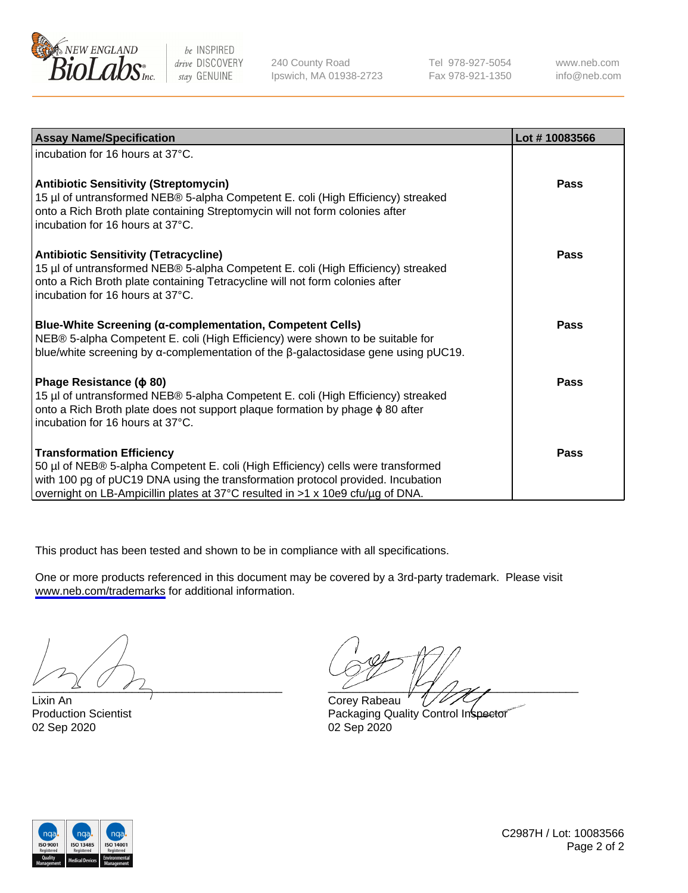| Assay Name/Specification | Lot # 10083566 |
| --- | --- |
| incubation for 16 hours at 37°C. | |
| **Antibiotic Sensitivity (Streptomycin)**<br>15 µl of untransformed NEB® 5-alpha Competent E. coli (High Efficiency) streaked onto a Rich Broth plate containing Streptomycin will not form colonies after incubation for 16 hours at 37°C. | Pass |
| **Antibiotic Sensitivity (Tetracycline)**<br>15 µl of untransformed NEB® 5-alpha Competent E. coli (High Efficiency) streaked onto a Rich Broth plate containing Tetracycline will not form colonies after incubation for 16 hours at 37°C. | Pass |
| **Blue-White Screening (α-complementation, Competent Cells)**<br>NEB® 5-alpha Competent E. coli (High Efficiency) were shown to be suitable for blue/white screening by α-complementation of the β-galactosidase gene using pUC19. | Pass |
| **Phage Resistance (ϕ 80)**<br>15 µl of untransformed NEB® 5-alpha Competent E. coli (High Efficiency) streaked onto a Rich Broth plate does not support plaque formation by phage ϕ 80 after incubation for 16 hours at 37°C. | Pass |
| **Transformation Efficiency**<br>50 µl of NEB® 5-alpha Competent E. coli (High Efficiency) cells were transformed with 100 pg of pUC19 DNA using the transformation protocol provided. Incubation overnight on LB-Ampicillin plates at 37°C resulted in >1 x 10e9 cfu/µg of DNA. | Pass |

This product has been tested and shown to be in compliance with all specifications.

One or more products referenced in this document may be covered by a 3rd-party trademark. Please visit www.neb.com/trademarks for additional information.

Lixin An
Production Scientist
02 Sep 2020

Corey Rabeau
Packaging Quality Control Inspector
02 Sep 2020

C2987H / Lot: 10083566